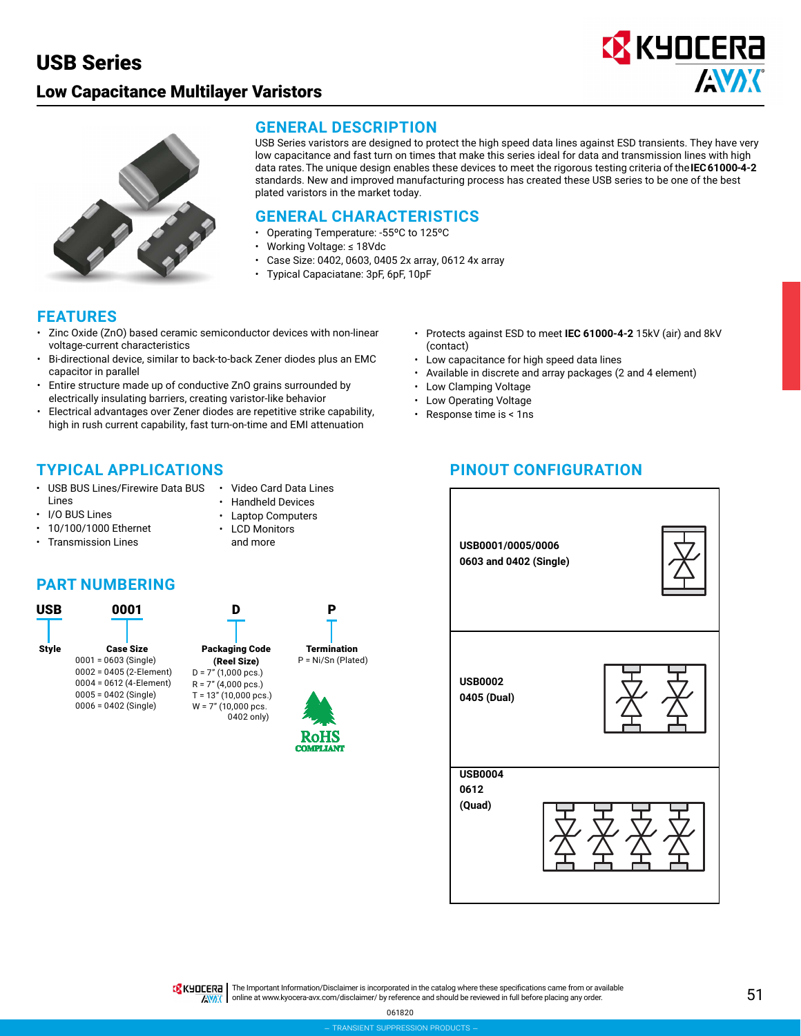# USB Series

## Low Capacitance Multilayer Varistors

## GENERAL DESCRIPTION

USB Series varistors are designed to protect the high speed data lines against ESD transients. They have very low capacitance and fast turn on times that make this series ideal for data and transmission lines with high data rates. The unique design enables these devices to meet the rigorous testing criteria of the **IEC61000-4-2** standards. New and improved manufacturing process has created these USB series to be one of the best plated varistors in the market today.

## GENERAL CHARACTERISTICS

- Operating Temperature: -55ºC to 125ºC
- Working Voltage: ≤ 18Vdc
- Case Size: 0402, 0603, 0405 2x array, 0612 4x array
- Typical Capaciatane: 3pF, 6pF, 10pF

## FEATURES

- Zinc Oxide (ZnO) based ceramic semiconductor devices with non-linear voltage-current characteristics
- Bi-directional device, similar to back-to-back Zener diodes plus an EMC capacitor in parallel
- Entire structure made up of conductive ZnO grains surrounded by electrically insulating barriers, creating varistor-like behavior
- Electrical advantages over Zener diodes are repetitive strike capability, high in rush current capability, fast turn-on-time and EMI attenuation
- Protects against ESD to meet **IEC 61000-4-2** 15kV (air) and 8kV (contact)
- Low capacitance for high speed data lines
- Available in discrete and array packages (2 and 4 element)
- Low Clamping Voltage
- Low Operating Voltage
- Response time is < 1ns

## TYPICAL APPLICATIONS

- USB BUS Lines/Firewire Data BUS Lines
- I/O BUS Lines
- 10/100/1000 Ethernet
- Transmission Lines
- Video Card Data Lines
- Handheld Devices
- Laptop Computers
- LCD Monitors and more

## PART NUMBERING

**USB** | **0001** | **D** | **P**

**Style**: USB

**Case Size**
- 0001 = 0603 (Single)
- 0002 = 0405 (2-Element)
- 0004 = 0612 (4-Element)
- 0005 = 0402 (Single)
- 0006 = 0402 (Single)

**Packaging Code (Reel Size)**
- D = 7" (1,000 pcs.)
- R = 7" (4,000 pcs.)
- T = 13" (10,000 pcs.)
- W = 7" (10,000 pcs. 0402 only)

**Termination**
- P = Ni/Sn (Plated)

RoHS COMPLIANT

## PINOUT CONFIGURATION

**USB0001/0005/0006**
**0603 and 0402 (Single)**

**USB0002**
**0405 (Dual)**

**USB0004**
**0612**
**(Quad)**

The Important Information/Disclaimer is incorporated in the catalog where these specifications came from or available online at www.kyocera-avx.com/disclaimer/ by reference and should be reviewed in full before placing any order.

061820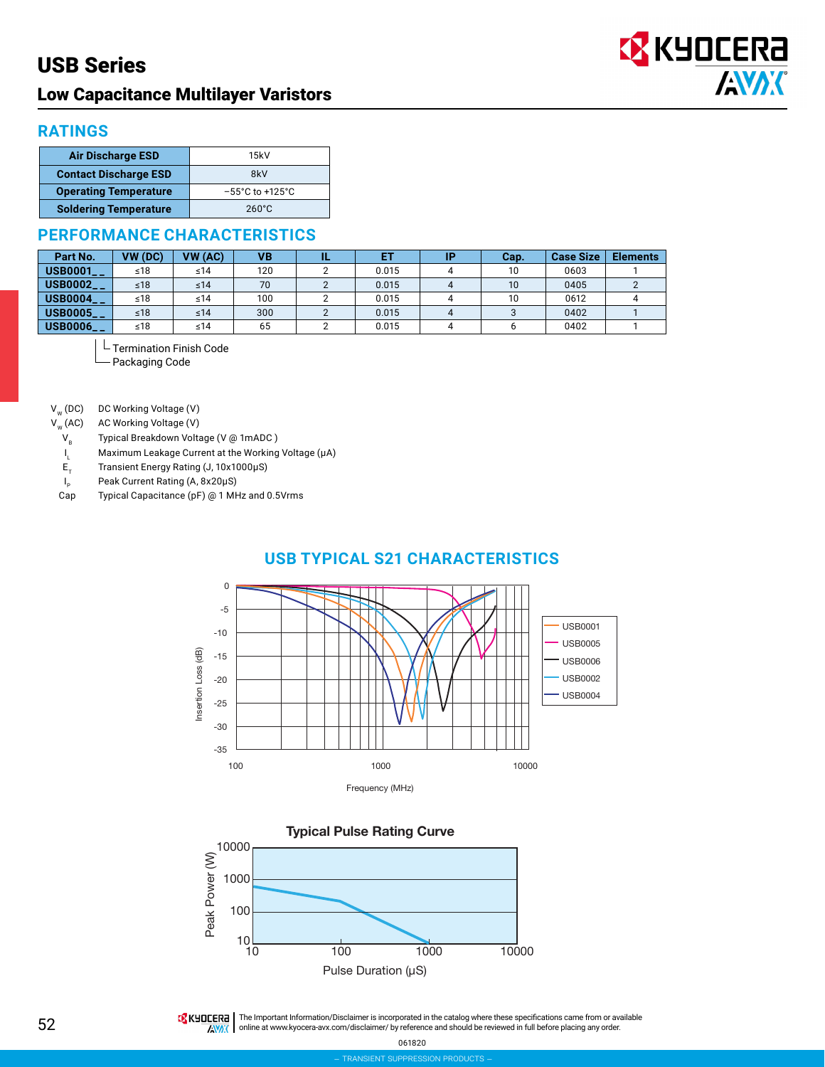# USB Series

## Low Capacitance Multilayer Varistors

## RATINGS

| | |
|---|---|
| Air Discharge ESD | 15kV |
| Contact Discharge ESD | 8kV |
| Operating Temperature | −55°C to +125°C |
| Soldering Temperature | 260°C |

## PERFORMANCE CHARACTERISTICS

| Part No. | VW (DC) | VW (AC) | VB | IL | ET | IP | Cap. | Case Size | Elements |
|---|---|---|---|---|---|---|---|---|---|
| USB0001_ _ | ≤18 | ≤14 | 120 | 2 | 0.015 | 4 | 10 | 0603 | 1 |
| USB0002_ _ | ≤18 | ≤14 | 70 | 2 | 0.015 | 4 | 10 | 0405 | 2 |
| USB0004_ _ | ≤18 | ≤14 | 100 | 2 | 0.015 | 4 | 10 | 0612 | 4 |
| USB0005_ _ | ≤18 | ≤14 | 300 | 2 | 0.015 | 4 | 3 | 0402 | 1 |
| USB0006_ _ | ≤18 | ≤14 | 65 | 2 | 0.015 | 4 | 6 | 0402 | 1 |

└ Termination Finish Code
└ Packaging Code

$V_W$ (DC) DC Working Voltage (V)
$V_W$ (AC) AC Working Voltage (V)
$V_B$ Typical Breakdown Voltage (V @ 1mADC )
$I_L$ Maximum Leakage Current at the Working Voltage (µA)
$E_T$ Transient Energy Rating (J, 10x1000µS)
$I_P$ Peak Current Rating (A, 8x20µS)
Cap Typical Capacitance (pF) @ 1 MHz and 0.5Vrms

## USB TYPICAL S21 CHARACTERISTICS

Insertion Loss (dB) vs. Frequency (MHz) — USB0001, USB0005, USB0006, USB0002, USB0004

### Typical Pulse Rating Curve

Peak Power (W) vs. Pulse Duration (µS)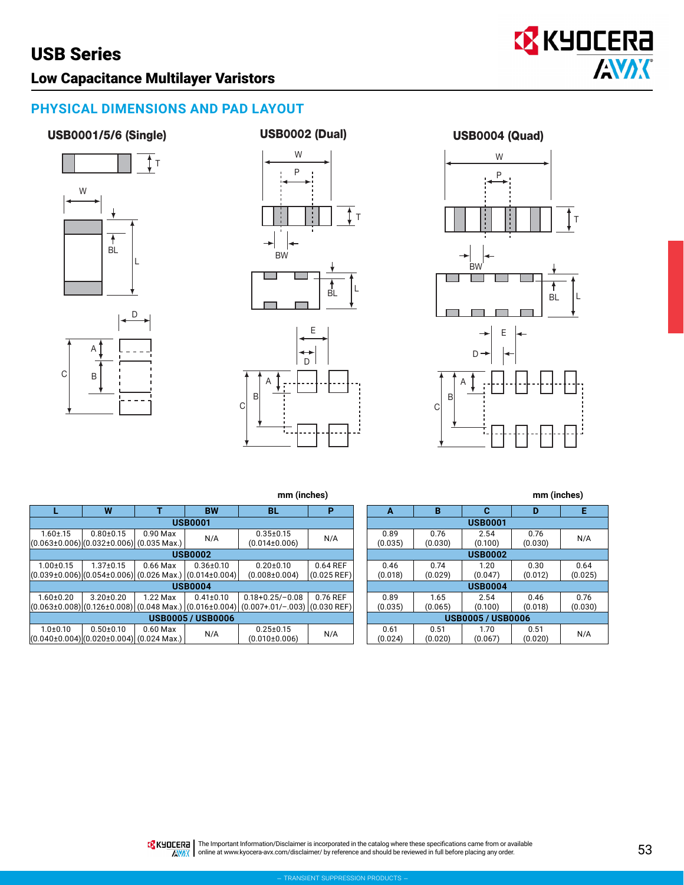# USB Series

## Low Capacitance Multilayer Varistors

## PHYSICAL DIMENSIONS AND PAD LAYOUT

### USB0001/5/6 (Single)

### USB0002 (Dual)

### USB0004 (Quad)

mm (inches)

| L | W | T | BW | BL | P |
|---|---|---|---|---|---|
| **USB0001** | | | | | |
| 1.60±.15 (0.063±0.006) | 0.80±0.15 (0.032±0.006) | 0.90 Max (0.035 Max.) | N/A | 0.35±0.15 (0.014±0.006) | N/A |
| **USB0002** | | | | | |
| 1.00±0.15 (0.039±0.006) | 1.37±0.15 (0.054±0.006) | 0.66 Max (0.026 Max.) | 0.36±0.10 (0.014±0.004) | 0.20±0.10 (0.008±0.004) | 0.64 REF (0.025 REF) |
| **USB0004** | | | | | |
| 1.60±0.20 (0.063±0.008) | 3.20±0.20 (0.126±0.008) | 1.22 Max (0.048 Max.) | 0.41±0.10 (0.016±0.004) | 0.18+0.25/−0.08 (0.007+.01/−.003) | 0.76 REF (0.030 REF) |
| **USB0005 / USB0006** | | | | | |
| 1.0±0.10 (0.040±0.004) | 0.50±0.10 (0.020±0.004) | 0.60 Max (0.024 Max.) | N/A | 0.25±0.15 (0.010±0.006) | N/A |

mm (inches)

| A | B | C | D | E |
|---|---|---|---|---|
| **USB0001** | | | | |
| 0.89 (0.035) | 0.76 (0.030) | 2.54 (0.100) | 0.76 (0.030) | N/A |
| **USB0002** | | | | |
| 0.46 (0.018) | 0.74 (0.029) | 1.20 (0.047) | 0.30 (0.012) | 0.64 (0.025) |
| **USB0004** | | | | |
| 0.89 (0.035) | 1.65 (0.065) | 2.54 (0.100) | 0.46 (0.018) | 0.76 (0.030) |
| **USB0005 / USB0006** | | | | |
| 0.61 (0.024) | 0.51 (0.020) | 1.70 (0.067) | 0.51 (0.020) | N/A |

The Important Information/Disclaimer is incorporated in the catalog where these specifications came from or available online at www.kyocera-avx.com/disclaimer/ by reference and should be reviewed in full before placing any order.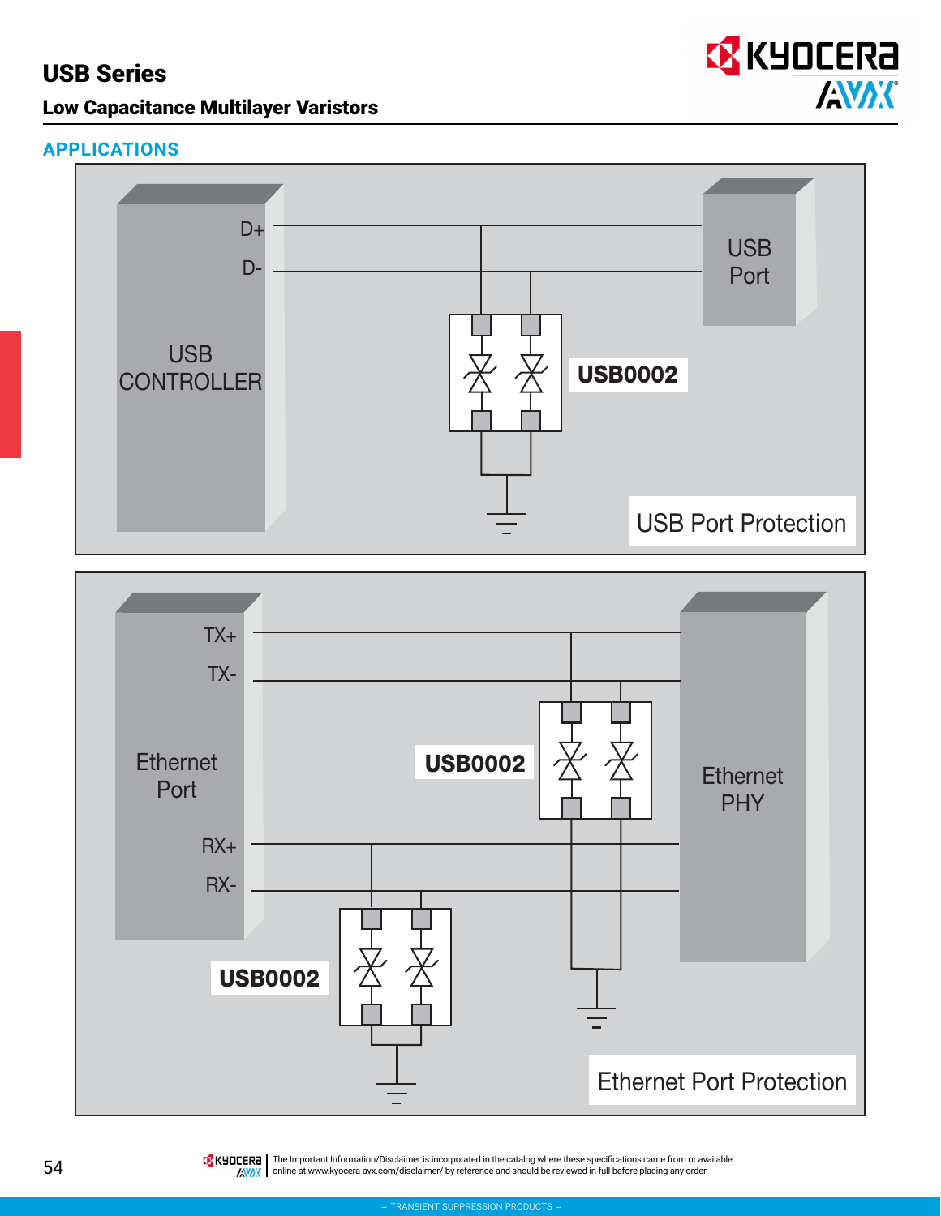# USB Series

## Low Capacitance Multilayer Varistors

### APPLICATIONS

D+
D-
USB CONTROLLER
USB Port
USB0002
USB Port Protection

TX+
TX-
Ethernet Port
RX+
RX-
USB0002
USB0002
Ethernet PHY
Ethernet Port Protection

The Important Information/Disclaimer is incorporated in the catalog where these specifications came from or available online at www.kyocera-avx.com/disclaimer/ by reference and should be reviewed in full before placing any order.